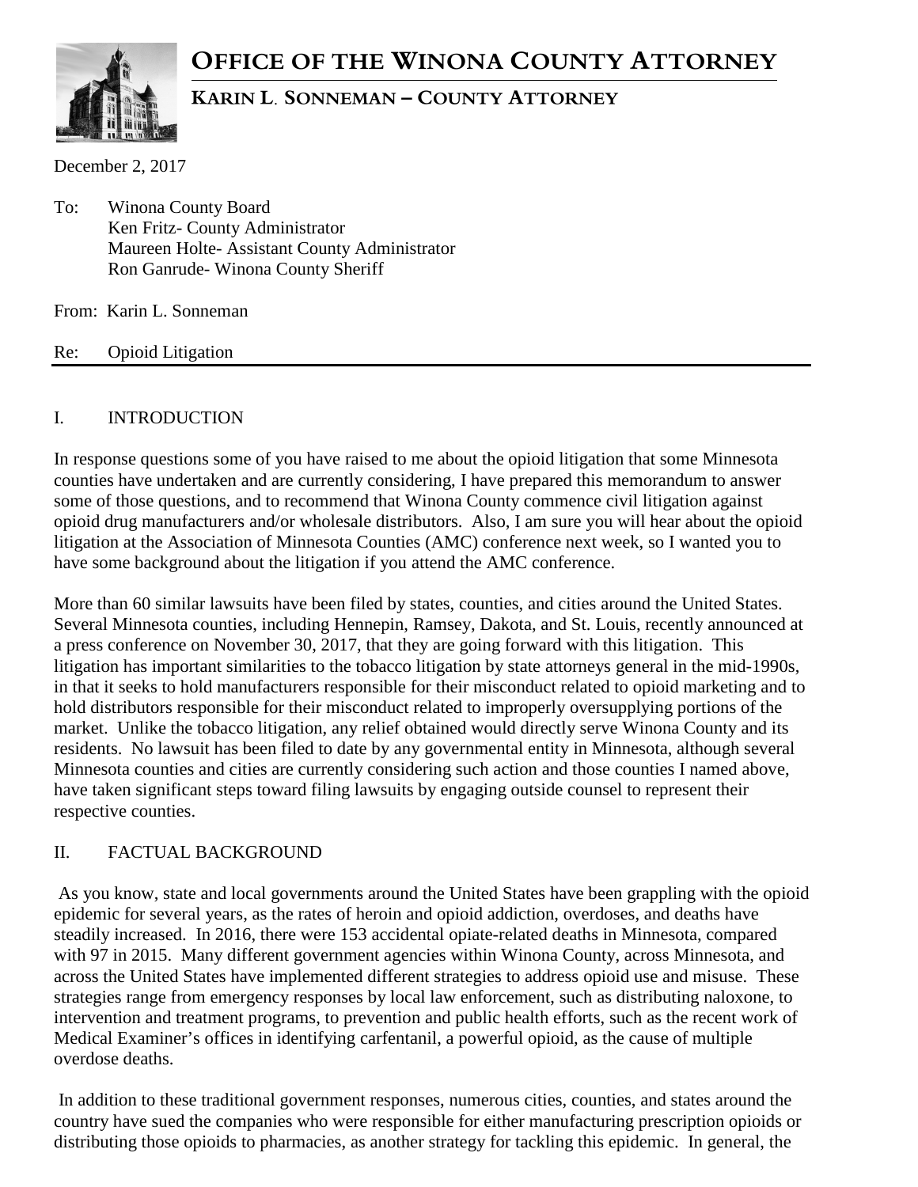# OFFICE OF THE WINONA COUNTY ATTORNEY

## KARIN L. SONNEMAN – COUNTY ATTORNEY

December 2, 2017

To: Winona County Board
Ken Fritz- County Administrator
Maureen Holte- Assistant County Administrator
Ron Ganrude- Winona County Sheriff

From: Karin L. Sonneman

Re: Opioid Litigation

---

## I. INTRODUCTION

In response questions some of you have raised to me about the opioid litigation that some Minnesota counties have undertaken and are currently considering, I have prepared this memorandum to answer some of those questions, and to recommend that Winona County commence civil litigation against opioid drug manufacturers and/or wholesale distributors. Also, I am sure you will hear about the opioid litigation at the Association of Minnesota Counties (AMC) conference next week, so I wanted you to have some background about the litigation if you attend the AMC conference.

More than 60 similar lawsuits have been filed by states, counties, and cities around the United States. Several Minnesota counties, including Hennepin, Ramsey, Dakota, and St. Louis, recently announced at a press conference on November 30, 2017, that they are going forward with this litigation. This litigation has important similarities to the tobacco litigation by state attorneys general in the mid-1990s, in that it seeks to hold manufacturers responsible for their misconduct related to opioid marketing and to hold distributors responsible for their misconduct related to improperly oversupplying portions of the market. Unlike the tobacco litigation, any relief obtained would directly serve Winona County and its residents. No lawsuit has been filed to date by any governmental entity in Minnesota, although several Minnesota counties and cities are currently considering such action and those counties I named above, have taken significant steps toward filing lawsuits by engaging outside counsel to represent their respective counties.

## II. FACTUAL BACKGROUND

As you know, state and local governments around the United States have been grappling with the opioid epidemic for several years, as the rates of heroin and opioid addiction, overdoses, and deaths have steadily increased. In 2016, there were 153 accidental opiate-related deaths in Minnesota, compared with 97 in 2015. Many different government agencies within Winona County, across Minnesota, and across the United States have implemented different strategies to address opioid use and misuse. These strategies range from emergency responses by local law enforcement, such as distributing naloxone, to intervention and treatment programs, to prevention and public health efforts, such as the recent work of Medical Examiner's offices in identifying carfentanil, a powerful opioid, as the cause of multiple overdose deaths.

In addition to these traditional government responses, numerous cities, counties, and states around the country have sued the companies who were responsible for either manufacturing prescription opioids or distributing those opioids to pharmacies, as another strategy for tackling this epidemic. In general, the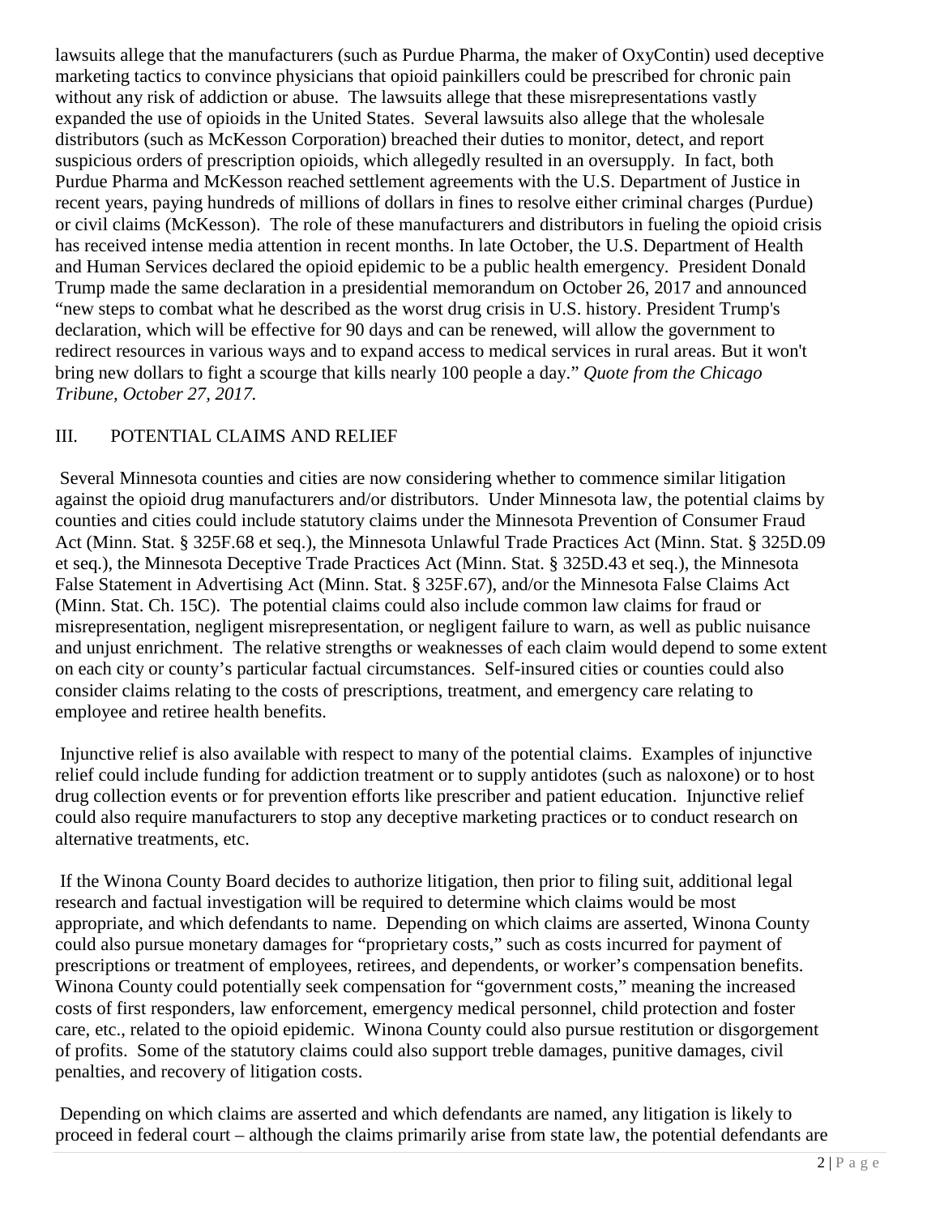lawsuits allege that the manufacturers (such as Purdue Pharma, the maker of OxyContin) used deceptive marketing tactics to convince physicians that opioid painkillers could be prescribed for chronic pain without any risk of addiction or abuse. The lawsuits allege that these misrepresentations vastly expanded the use of opioids in the United States. Several lawsuits also allege that the wholesale distributors (such as McKesson Corporation) breached their duties to monitor, detect, and report suspicious orders of prescription opioids, which allegedly resulted in an oversupply. In fact, both Purdue Pharma and McKesson reached settlement agreements with the U.S. Department of Justice in recent years, paying hundreds of millions of dollars in fines to resolve either criminal charges (Purdue) or civil claims (McKesson). The role of these manufacturers and distributors in fueling the opioid crisis has received intense media attention in recent months. In late October, the U.S. Department of Health and Human Services declared the opioid epidemic to be a public health emergency. President Donald Trump made the same declaration in a presidential memorandum on October 26, 2017 and announced "new steps to combat what he described as the worst drug crisis in U.S. history. President Trump's declaration, which will be effective for 90 days and can be renewed, will allow the government to redirect resources in various ways and to expand access to medical services in rural areas. But it won't bring new dollars to fight a scourge that kills nearly 100 people a day." *Quote from the Chicago Tribune, October 27, 2017.*

## III. POTENTIAL CLAIMS AND RELIEF

Several Minnesota counties and cities are now considering whether to commence similar litigation against the opioid drug manufacturers and/or distributors. Under Minnesota law, the potential claims by counties and cities could include statutory claims under the Minnesota Prevention of Consumer Fraud Act (Minn. Stat. § 325F.68 et seq.), the Minnesota Unlawful Trade Practices Act (Minn. Stat. § 325D.09 et seq.), the Minnesota Deceptive Trade Practices Act (Minn. Stat. § 325D.43 et seq.), the Minnesota False Statement in Advertising Act (Minn. Stat. § 325F.67), and/or the Minnesota False Claims Act (Minn. Stat. Ch. 15C). The potential claims could also include common law claims for fraud or misrepresentation, negligent misrepresentation, or negligent failure to warn, as well as public nuisance and unjust enrichment. The relative strengths or weaknesses of each claim would depend to some extent on each city or county's particular factual circumstances. Self-insured cities or counties could also consider claims relating to the costs of prescriptions, treatment, and emergency care relating to employee and retiree health benefits.

Injunctive relief is also available with respect to many of the potential claims. Examples of injunctive relief could include funding for addiction treatment or to supply antidotes (such as naloxone) or to host drug collection events or for prevention efforts like prescriber and patient education. Injunctive relief could also require manufacturers to stop any deceptive marketing practices or to conduct research on alternative treatments, etc.

If the Winona County Board decides to authorize litigation, then prior to filing suit, additional legal research and factual investigation will be required to determine which claims would be most appropriate, and which defendants to name. Depending on which claims are asserted, Winona County could also pursue monetary damages for "proprietary costs," such as costs incurred for payment of prescriptions or treatment of employees, retirees, and dependents, or worker's compensation benefits. Winona County could potentially seek compensation for "government costs," meaning the increased costs of first responders, law enforcement, emergency medical personnel, child protection and foster care, etc., related to the opioid epidemic. Winona County could also pursue restitution or disgorgement of profits. Some of the statutory claims could also support treble damages, punitive damages, civil penalties, and recovery of litigation costs.

Depending on which claims are asserted and which defendants are named, any litigation is likely to proceed in federal court – although the claims primarily arise from state law, the potential defendants are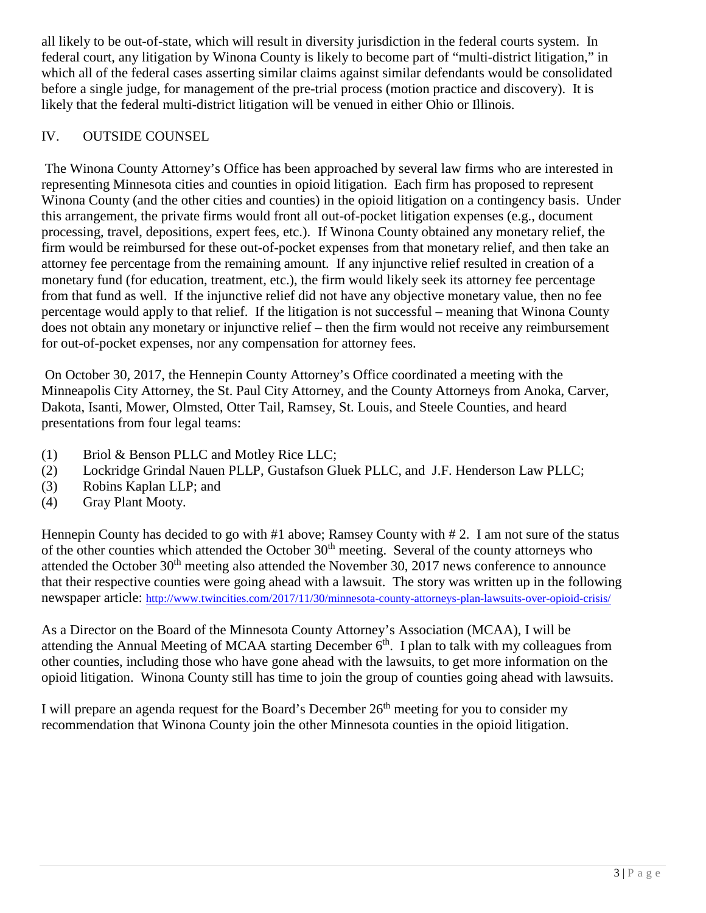all likely to be out-of-state, which will result in diversity jurisdiction in the federal courts system. In federal court, any litigation by Winona County is likely to become part of "multi-district litigation," in which all of the federal cases asserting similar claims against similar defendants would be consolidated before a single judge, for management of the pre-trial process (motion practice and discovery). It is likely that the federal multi-district litigation will be venued in either Ohio or Illinois.

## IV. OUTSIDE COUNSEL

The Winona County Attorney's Office has been approached by several law firms who are interested in representing Minnesota cities and counties in opioid litigation. Each firm has proposed to represent Winona County (and the other cities and counties) in the opioid litigation on a contingency basis. Under this arrangement, the private firms would front all out-of-pocket litigation expenses (e.g., document processing, travel, depositions, expert fees, etc.). If Winona County obtained any monetary relief, the firm would be reimbursed for these out-of-pocket expenses from that monetary relief, and then take an attorney fee percentage from the remaining amount. If any injunctive relief resulted in creation of a monetary fund (for education, treatment, etc.), the firm would likely seek its attorney fee percentage from that fund as well. If the injunctive relief did not have any objective monetary value, then no fee percentage would apply to that relief. If the litigation is not successful – meaning that Winona County does not obtain any monetary or injunctive relief – then the firm would not receive any reimbursement for out-of-pocket expenses, nor any compensation for attorney fees.

On October 30, 2017, the Hennepin County Attorney's Office coordinated a meeting with the Minneapolis City Attorney, the St. Paul City Attorney, and the County Attorneys from Anoka, Carver, Dakota, Isanti, Mower, Olmsted, Otter Tail, Ramsey, St. Louis, and Steele Counties, and heard presentations from four legal teams:

(1) Briol & Benson PLLC and Motley Rice LLC;
(2) Lockridge Grindal Nauen PLLP, Gustafson Gluek PLLC, and J.F. Henderson Law PLLC;
(3) Robins Kaplan LLP; and
(4) Gray Plant Mooty.

Hennepin County has decided to go with #1 above; Ramsey County with # 2. I am not sure of the status of the other counties which attended the October 30th meeting. Several of the county attorneys who attended the October 30th meeting also attended the November 30, 2017 news conference to announce that their respective counties were going ahead with a lawsuit. The story was written up in the following newspaper article: http://www.twincities.com/2017/11/30/minnesota-county-attorneys-plan-lawsuits-over-opioid-crisis/

As a Director on the Board of the Minnesota County Attorney's Association (MCAA), I will be attending the Annual Meeting of MCAA starting December 6th. I plan to talk with my colleagues from other counties, including those who have gone ahead with the lawsuits, to get more information on the opioid litigation. Winona County still has time to join the group of counties going ahead with lawsuits.

I will prepare an agenda request for the Board's December 26th meeting for you to consider my recommendation that Winona County join the other Minnesota counties in the opioid litigation.